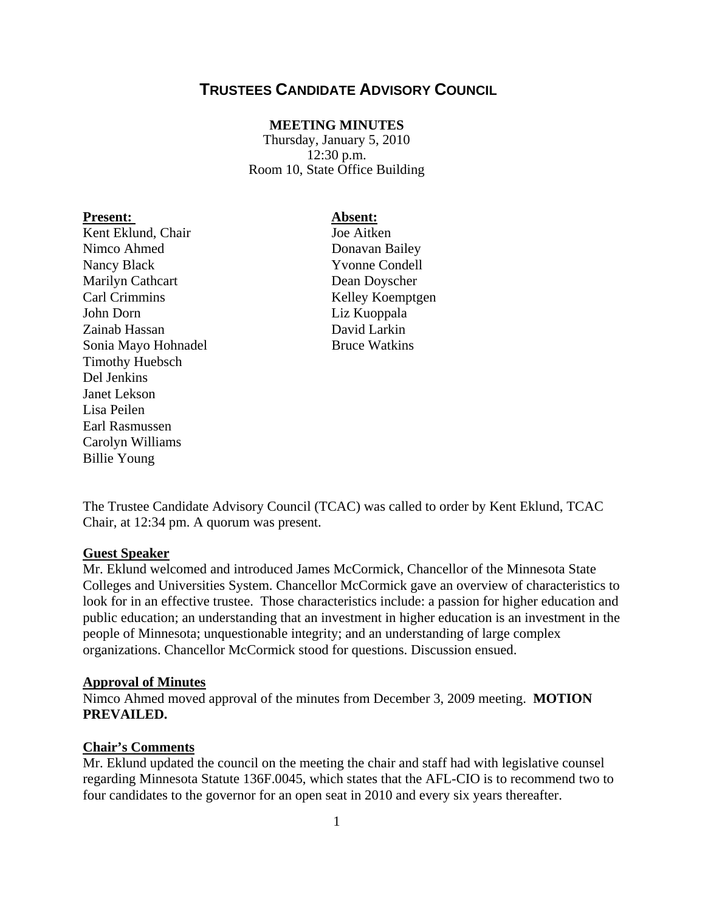# TRUSTEES CANDIDATE ADVISORY COUNCIL

**MEETING MINUTES**
Thursday, January 5, 2010
12:30 p.m.
Room 10, State Office Building

**Present:**
Kent Eklund, Chair
Nimco Ahmed
Nancy Black
Marilyn Cathcart
Carl Crimmins
John Dorn
Zainab Hassan
Sonia Mayo Hohnadel
Timothy Huebsch
Del Jenkins
Janet Lekson
Lisa Peilen
Earl Rasmussen
Carolyn Williams
Billie Young

**Absent:**
Joe Aitken
Donavan Bailey
Yvonne Condell
Dean Doyscher
Kelley Koemptgen
Liz Kuoppala
David Larkin
Bruce Watkins

The Trustee Candidate Advisory Council (TCAC) was called to order by Kent Eklund, TCAC Chair, at 12:34 pm. A quorum was present.

**Guest Speaker**

Mr. Eklund welcomed and introduced James McCormick, Chancellor of the Minnesota State Colleges and Universities System. Chancellor McCormick gave an overview of characteristics to look for in an effective trustee. Those characteristics include: a passion for higher education and public education; an understanding that an investment in higher education is an investment in the people of Minnesota; unquestionable integrity; and an understanding of large complex organizations. Chancellor McCormick stood for questions. Discussion ensued.

**Approval of Minutes**

Nimco Ahmed moved approval of the minutes from December 3, 2009 meeting. **MOTION PREVAILED.**

**Chair's Comments**

Mr. Eklund updated the council on the meeting the chair and staff had with legislative counsel regarding Minnesota Statute 136F.0045, which states that the AFL-CIO is to recommend two to four candidates to the governor for an open seat in 2010 and every six years thereafter.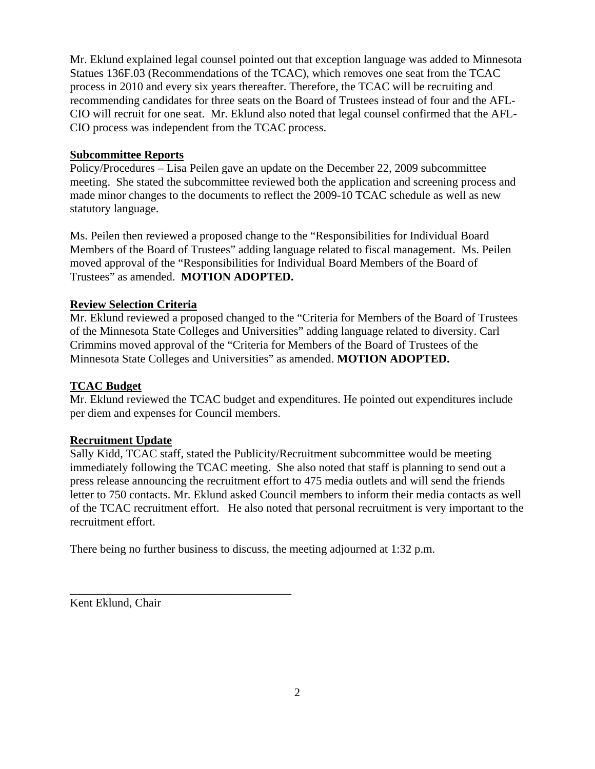Mr. Eklund explained legal counsel pointed out that exception language was added to Minnesota Statues 136F.03 (Recommendations of the TCAC), which removes one seat from the TCAC process in 2010 and every six years thereafter. Therefore, the TCAC will be recruiting and recommending candidates for three seats on the Board of Trustees instead of four and the AFL-CIO will recruit for one seat. Mr. Eklund also noted that legal counsel confirmed that the AFL-CIO process was independent from the TCAC process.

**Subcommittee Reports**

Policy/Procedures – Lisa Peilen gave an update on the December 22, 2009 subcommittee meeting. She stated the subcommittee reviewed both the application and screening process and made minor changes to the documents to reflect the 2009-10 TCAC schedule as well as new statutory language.

Ms. Peilen then reviewed a proposed change to the "Responsibilities for Individual Board Members of the Board of Trustees" adding language related to fiscal management. Ms. Peilen moved approval of the "Responsibilities for Individual Board Members of the Board of Trustees" as amended. **MOTION ADOPTED.**

**Review Selection Criteria**

Mr. Eklund reviewed a proposed changed to the "Criteria for Members of the Board of Trustees of the Minnesota State Colleges and Universities" adding language related to diversity. Carl Crimmins moved approval of the "Criteria for Members of the Board of Trustees of the Minnesota State Colleges and Universities" as amended. **MOTION ADOPTED.**

**TCAC Budget**

Mr. Eklund reviewed the TCAC budget and expenditures. He pointed out expenditures include per diem and expenses for Council members.

**Recruitment Update**

Sally Kidd, TCAC staff, stated the Publicity/Recruitment subcommittee would be meeting immediately following the TCAC meeting. She also noted that staff is planning to send out a press release announcing the recruitment effort to 475 media outlets and will send the friends letter to 750 contacts. Mr. Eklund asked Council members to inform their media contacts as well of the TCAC recruitment effort. He also noted that personal recruitment is very important to the recruitment effort.

There being no further business to discuss, the meeting adjourned at 1:32 p.m.

\_\_\_\_\_\_\_\_\_\_\_\_\_\_\_\_\_\_\_\_\_\_\_\_\_\_\_\_\_\_\_\_\_\_\_\_\_\_

Kent Eklund, Chair